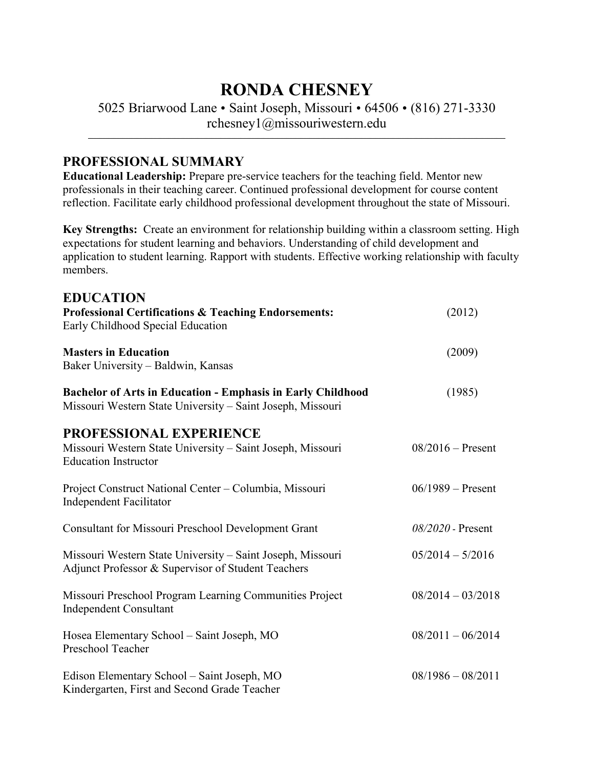# RONDA CHESNEY

5025 Briarwood Lane • Saint Joseph, Missouri • 64506 • (816) 271-3330
rchesney1@missouriwestern.edu

---

## PROFESSIONAL SUMMARY

**Educational Leadership:** Prepare pre-service teachers for the teaching field. Mentor new professionals in their teaching career. Continued professional development for course content reflection. Facilitate early childhood professional development throughout the state of Missouri.

**Key Strengths:** Create an environment for relationship building within a classroom setting. High expectations for student learning and behaviors. Understanding of child development and application to student learning. Rapport with students. Effective working relationship with faculty members.

## EDUCATION

**Professional Certifications & Teaching Endorsements:** (2012)
Early Childhood Special Education

**Masters in Education** (2009)
Baker University – Baldwin, Kansas

**Bachelor of Arts in Education - Emphasis in Early Childhood** (1985)
Missouri Western State University – Saint Joseph, Missouri

## PROFESSIONAL EXPERIENCE

Missouri Western State University – Saint Joseph, Missouri 08/2016 – Present
Education Instructor

Project Construct National Center – Columbia, Missouri 06/1989 – Present
Independent Facilitator

Consultant for Missouri Preschool Development Grant *08/2020* - Present

Missouri Western State University – Saint Joseph, Missouri 05/2014 – 5/2016
Adjunct Professor & Supervisor of Student Teachers

Missouri Preschool Program Learning Communities Project 08/2014 – 03/2018
Independent Consultant

Hosea Elementary School – Saint Joseph, MO 08/2011 – 06/2014
Preschool Teacher

Edison Elementary School – Saint Joseph, MO 08/1986 – 08/2011
Kindergarten, First and Second Grade Teacher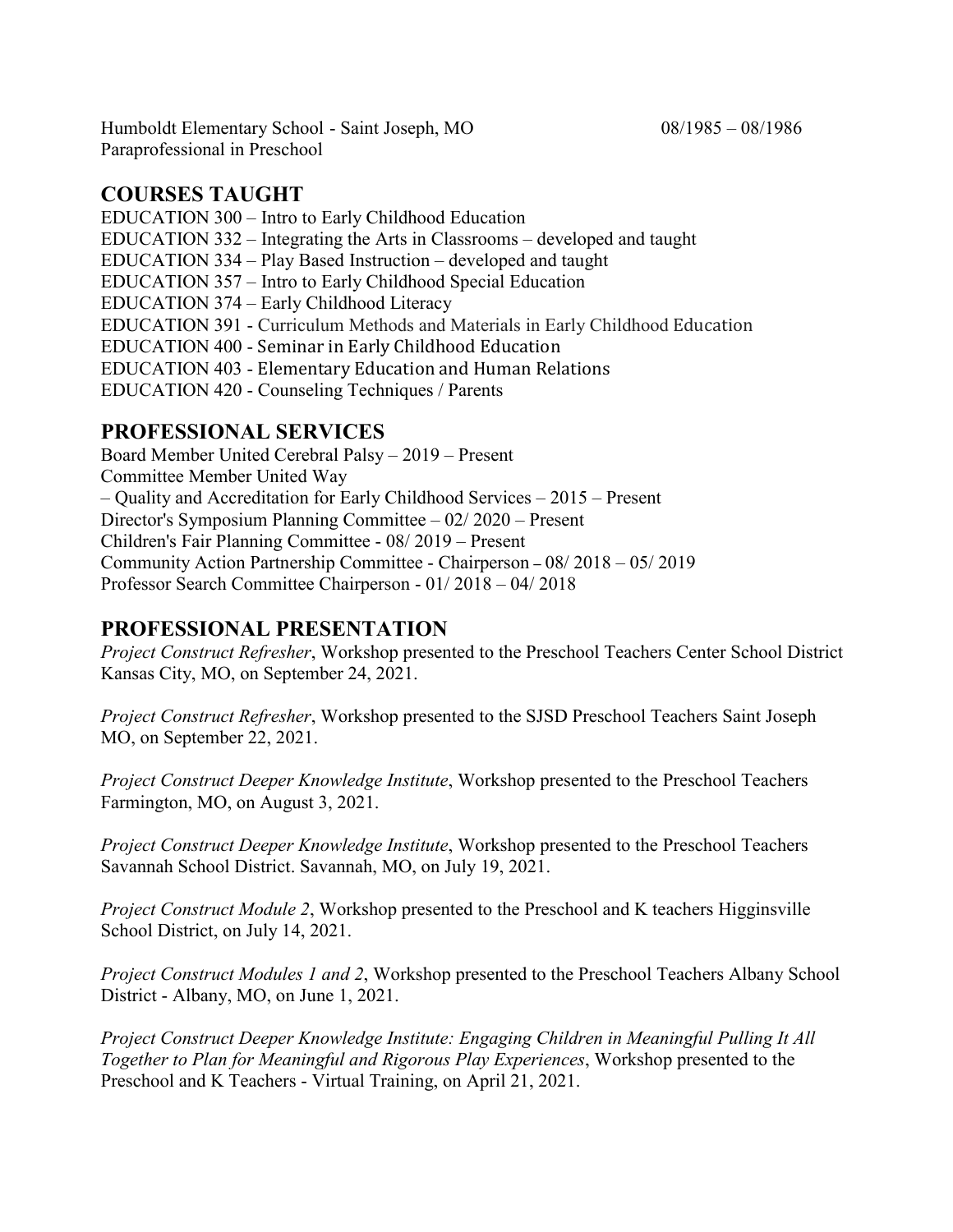Humboldt Elementary School - Saint Joseph, MO 08/1985 – 08/1986
Paraprofessional in Preschool

## COURSES TAUGHT

EDUCATION 300 – Intro to Early Childhood Education
EDUCATION 332 – Integrating the Arts in Classrooms – developed and taught
EDUCATION 334 – Play Based Instruction – developed and taught
EDUCATION 357 – Intro to Early Childhood Special Education
EDUCATION 374 – Early Childhood Literacy
EDUCATION 391 - Curriculum Methods and Materials in Early Childhood Education
EDUCATION 400 - Seminar in Early Childhood Education
EDUCATION 403 - Elementary Education and Human Relations
EDUCATION 420 - Counseling Techniques / Parents

## PROFESSIONAL SERVICES

Board Member United Cerebral Palsy – 2019 – Present
Committee Member United Way
– Quality and Accreditation for Early Childhood Services – 2015 – Present
Director's Symposium Planning Committee – 02/ 2020 – Present
Children's Fair Planning Committee - 08/ 2019 – Present
Community Action Partnership Committee - Chairperson – 08/ 2018 – 05/ 2019
Professor Search Committee Chairperson - 01/ 2018 – 04/ 2018

## PROFESSIONAL PRESENTATION

*Project Construct Refresher*, Workshop presented to the Preschool Teachers Center School District Kansas City, MO, on September 24, 2021.

*Project Construct Refresher*, Workshop presented to the SJSD Preschool Teachers Saint Joseph MO, on September 22, 2021.

*Project Construct Deeper Knowledge Institute*, Workshop presented to the Preschool Teachers Farmington, MO, on August 3, 2021.

*Project Construct Deeper Knowledge Institute*, Workshop presented to the Preschool Teachers Savannah School District. Savannah, MO, on July 19, 2021.

*Project Construct Module 2*, Workshop presented to the Preschool and K teachers Higginsville School District, on July 14, 2021.

*Project Construct Modules 1 and 2*, Workshop presented to the Preschool Teachers Albany School District - Albany, MO, on June 1, 2021.

*Project Construct Deeper Knowledge Institute: Engaging Children in Meaningful Pulling It All Together to Plan for Meaningful and Rigorous Play Experiences*, Workshop presented to the Preschool and K Teachers - Virtual Training, on April 21, 2021.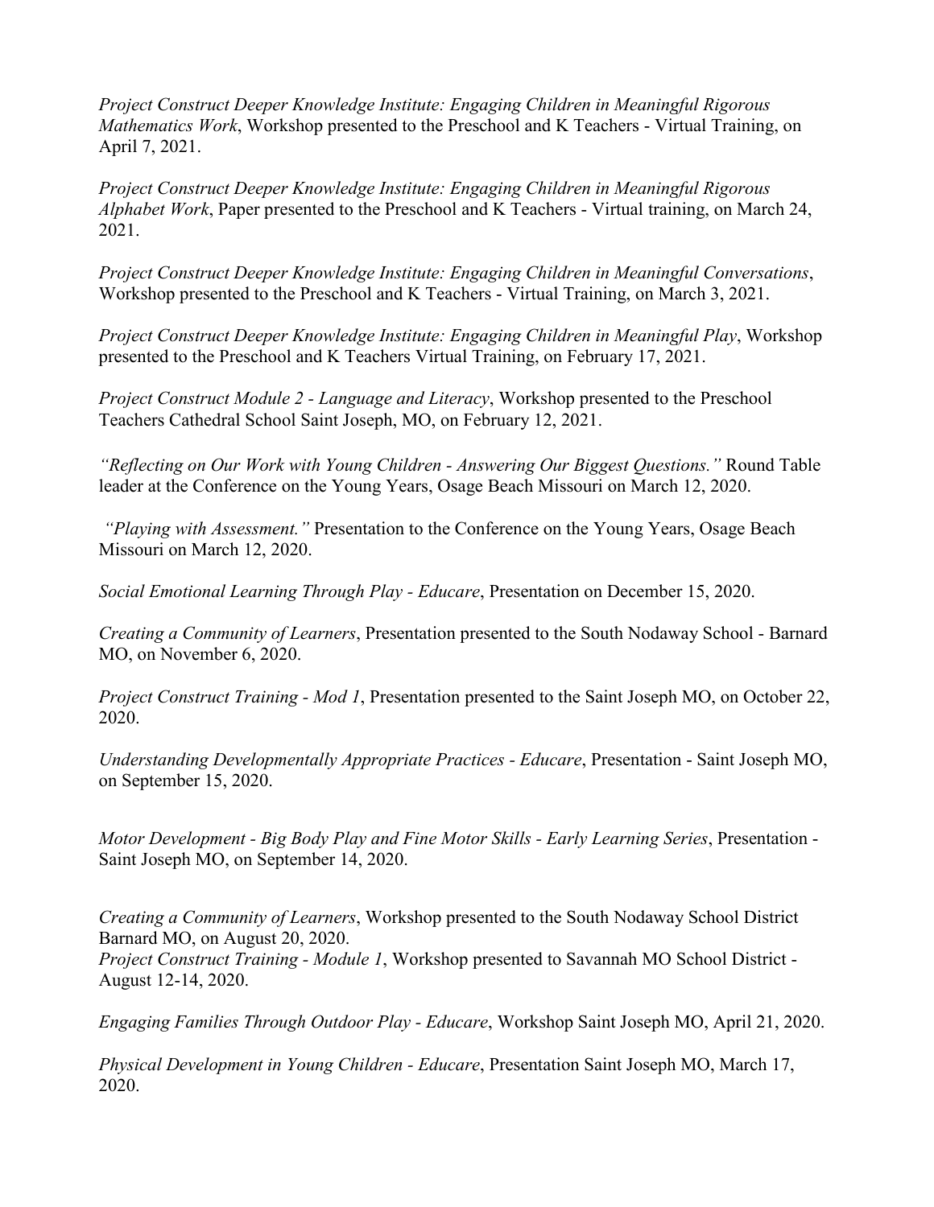*Project Construct Deeper Knowledge Institute: Engaging Children in Meaningful Rigorous Mathematics Work*, Workshop presented to the Preschool and K Teachers - Virtual Training, on April 7, 2021.

*Project Construct Deeper Knowledge Institute: Engaging Children in Meaningful Rigorous Alphabet Work*, Paper presented to the Preschool and K Teachers - Virtual training, on March 24, 2021.

*Project Construct Deeper Knowledge Institute: Engaging Children in Meaningful Conversations*, Workshop presented to the Preschool and K Teachers - Virtual Training, on March 3, 2021.

*Project Construct Deeper Knowledge Institute: Engaging Children in Meaningful Play*, Workshop presented to the Preschool and K Teachers Virtual Training, on February 17, 2021.

*Project Construct Module 2 - Language and Literacy*, Workshop presented to the Preschool Teachers Cathedral School Saint Joseph, MO, on February 12, 2021.

*"Reflecting on Our Work with Young Children - Answering Our Biggest Questions."* Round Table leader at the Conference on the Young Years, Osage Beach Missouri on March 12, 2020.

*"Playing with Assessment."* Presentation to the Conference on the Young Years, Osage Beach Missouri on March 12, 2020.

*Social Emotional Learning Through Play - Educare*, Presentation on December 15, 2020.

*Creating a Community of Learners*, Presentation presented to the South Nodaway School - Barnard MO, on November 6, 2020.

*Project Construct Training - Mod 1*, Presentation presented to the Saint Joseph MO, on October 22, 2020.

*Understanding Developmentally Appropriate Practices - Educare*, Presentation - Saint Joseph MO, on September 15, 2020.

*Motor Development - Big Body Play and Fine Motor Skills - Early Learning Series*, Presentation - Saint Joseph MO, on September 14, 2020.

*Creating a Community of Learners*, Workshop presented to the South Nodaway School District Barnard MO, on August 20, 2020.

*Project Construct Training - Module 1*, Workshop presented to Savannah MO School District - August 12-14, 2020.

*Engaging Families Through Outdoor Play - Educare*, Workshop Saint Joseph MO, April 21, 2020.

*Physical Development in Young Children - Educare*, Presentation Saint Joseph MO, March 17, 2020.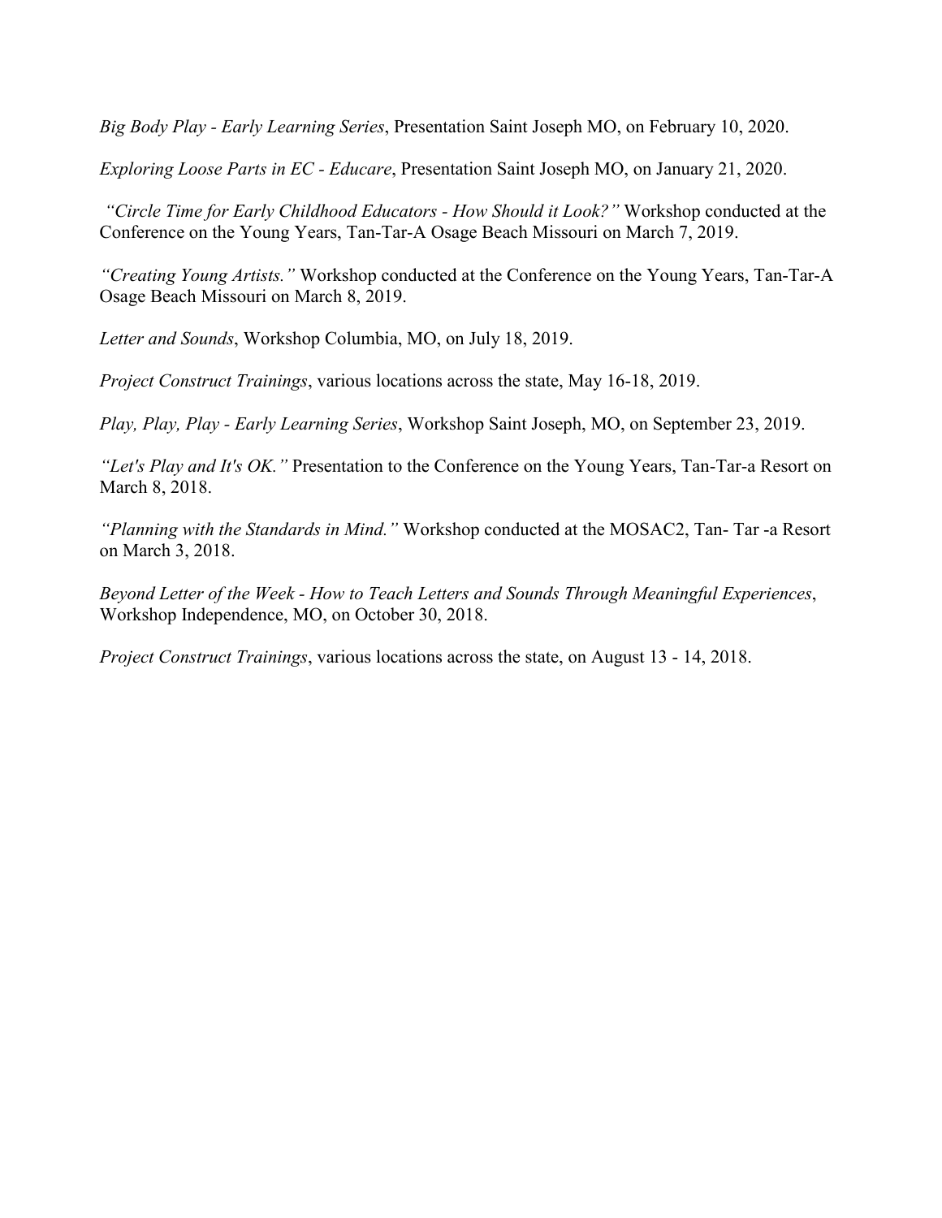*Big Body Play - Early Learning Series*, Presentation Saint Joseph MO, on February 10, 2020.

*Exploring Loose Parts in EC - Educare*, Presentation Saint Joseph MO, on January 21, 2020.

*"Circle Time for Early Childhood Educators - How Should it Look?"* Workshop conducted at the Conference on the Young Years, Tan-Tar-A Osage Beach Missouri on March 7, 2019.

*"Creating Young Artists."* Workshop conducted at the Conference on the Young Years, Tan-Tar-A Osage Beach Missouri on March 8, 2019.

*Letter and Sounds*, Workshop Columbia, MO, on July 18, 2019.

*Project Construct Trainings*, various locations across the state, May 16-18, 2019.

*Play, Play, Play - Early Learning Series*, Workshop Saint Joseph, MO, on September 23, 2019.

*"Let's Play and It's OK."* Presentation to the Conference on the Young Years, Tan-Tar-a Resort on March 8, 2018.

*"Planning with the Standards in Mind."* Workshop conducted at the MOSAC2, Tan- Tar -a Resort on March 3, 2018.

*Beyond Letter of the Week - How to Teach Letters and Sounds Through Meaningful Experiences*, Workshop Independence, MO, on October 30, 2018.

*Project Construct Trainings*, various locations across the state, on August 13 - 14, 2018.